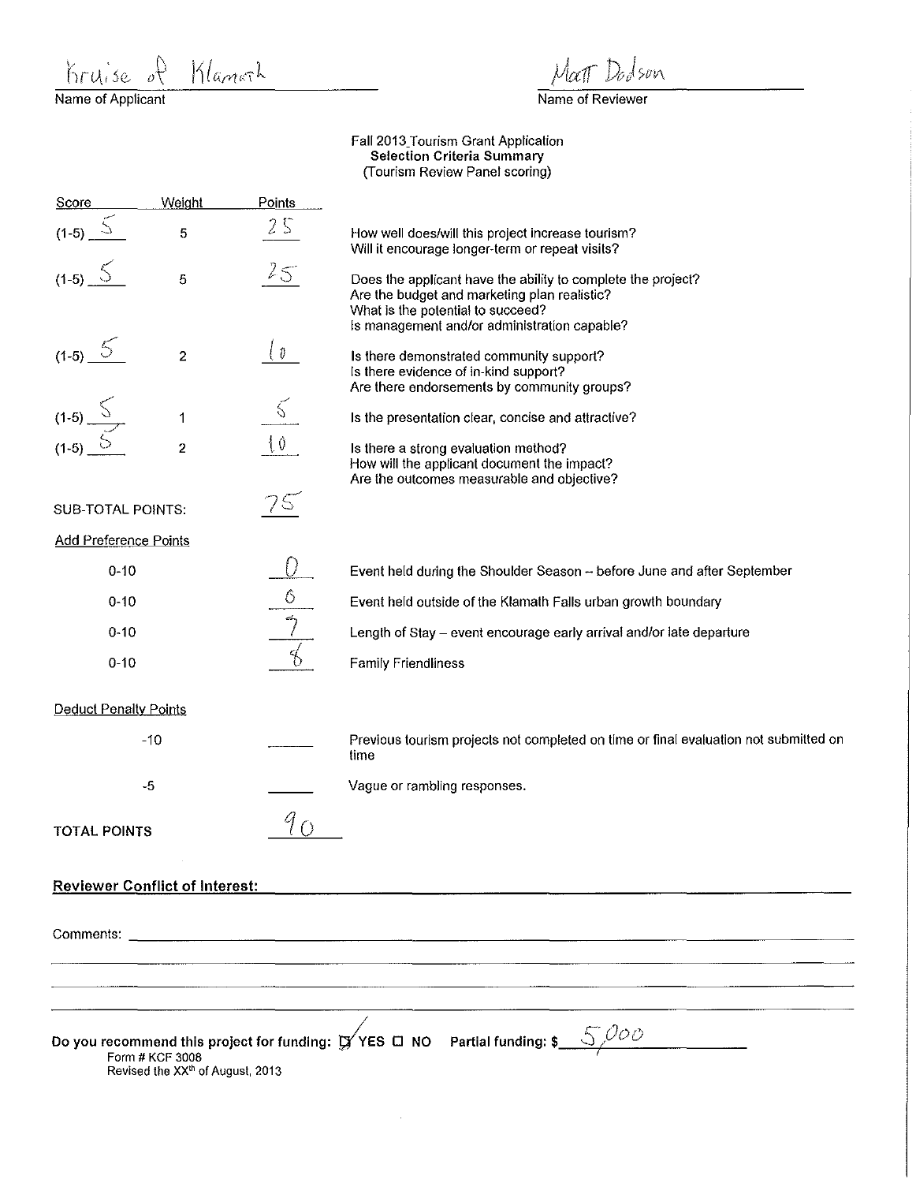Kruise of Klamath
Name of Applicant

Matt Dodson
Name of Reviewer

Fall 2013 Tourism Grant Application
**Selection Criteria Summary**
(Tourism Review Panel scoring)

| Score | Weight | Points | |
|---|---|---|---|
| (1-5) 5 | 5 | 25 | How well does/will this project increase tourism? Will it encourage longer-term or repeat visits? |
| (1-5) 5 | 5 | 25 | Does the applicant have the ability to complete the project? Are the budget and marketing plan realistic? What is the potential to succeed? Is management and/or administration capable? |
| (1-5) 5 | 2 | 10 | Is there demonstrated community support? Is there evidence of in-kind support? Are there endorsements by community groups? |
| (1-5) 5 | 1 | 5 | Is the presentation clear, concise and attractive? |
| (1-5) 5 | 2 | 10 | Is there a strong evaluation method? How will the applicant document the impact? Are the outcomes measurable and objective? |

SUB-TOTAL POINTS: 75

Add Preference Points

| | | |
|---|---|---|
| 0-10 | 0 | Event held during the Shoulder Season – before June and after September |
| 0-10 | 6 | Event held outside of the Klamath Falls urban growth boundary |
| 0-10 | 7 | Length of Stay – event encourage early arrival and/or late departure |
| 0-10 | 8 | Family Friendliness |

Deduct Penalty Points

| | | |
|---|---|---|
| -10 | ______ | Previous tourism projects not completed on time or final evaluation not submitted on time |
| -5 | ______ | Vague or rambling responses. |

**TOTAL POINTS** 90

**Reviewer Conflict of Interest:** ______________________________

Comments: ______________________________

**Do you recommend this project for funding:** ☑ YES ☐ NO **Partial funding: $** 5,000

Form # KCF 3008
Revised the XX[th] of August, 2013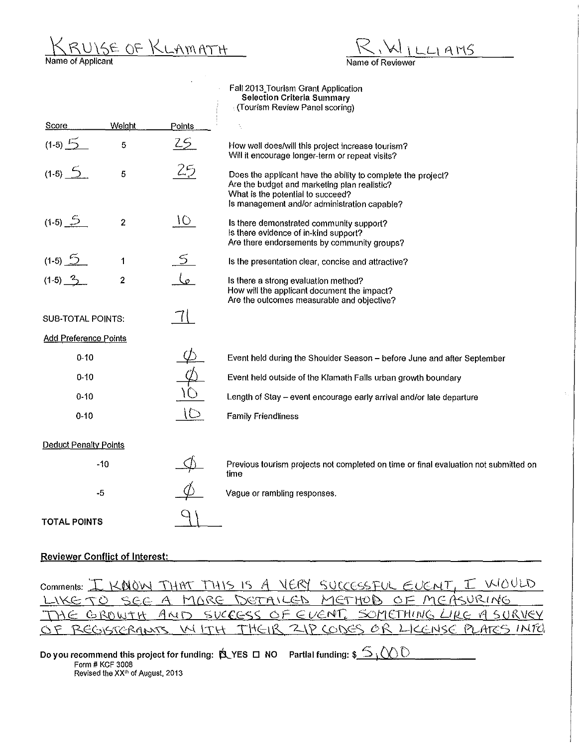KRUISE OF KLAMATH
Name of Applicant

R. WILLIAMS
Name of Reviewer

Fall 2013 Tourism Grant Application
**Selection Criteria Summary**
(Tourism Review Panel scoring)

| Score | Weight | Points | |
|---|---|---|---|
| (1-5) 5 | 5 | 25 | How well does/will this project increase tourism? Will it encourage longer-term or repeat visits? |
| (1-5) 5 | 5 | 25 | Does the applicant have the ability to complete the project? Are the budget and marketing plan realistic? What is the potential to succeed? Is management and/or administration capable? |
| (1-5) 5 | 2 | 10 | Is there demonstrated community support? Is there evidence of in-kind support? Are there endorsements by community groups? |
| (1-5) 5 | 1 | 5 | Is the presentation clear, concise and attractive? |
| (1-5) 3 | 2 | 6 | Is there a strong evaluation method? How will the applicant document the impact? Are the outcomes measurable and objective? |
| SUB-TOTAL POINTS: | | 71 | |
| Add Preference Points | | | |
| 0-10 | | Ø | Event held during the Shoulder Season – before June and after September |
| 0-10 | | Ø | Event held outside of the Klamath Falls urban growth boundary |
| 0-10 | | 10 | Length of Stay – event encourage early arrival and/or late departure |
| 0-10 | | 10 | Family Friendliness |
| Deduct Penalty Points | | | |
| -10 | | Ø | Previous tourism projects not completed on time or final evaluation not submitted on time |
| -5 | | Ø | Vague or rambling responses. |
| **TOTAL POINTS** | | 91 | |

**Reviewer Conflict of Interest:**

Comments: I KNOW THAT THIS IS A VERY SUCCESSFUL EVENT, I WOULD LIKE TO SEE A MORE DETAILED METHOD OF MEASURING THE GROWTH AND SUCCESS OF EVENT, SOMETHING LIKE A SURVEY OF REGISTRANTS WITH THEIR ZIP CODES OR LICENSE PLATES INFO

**Do you recommend this project for funding:** ☒ YES ☐ NO **Partial funding: $** 5,000

Form # KCF 3008
Revised the XXth of August, 2013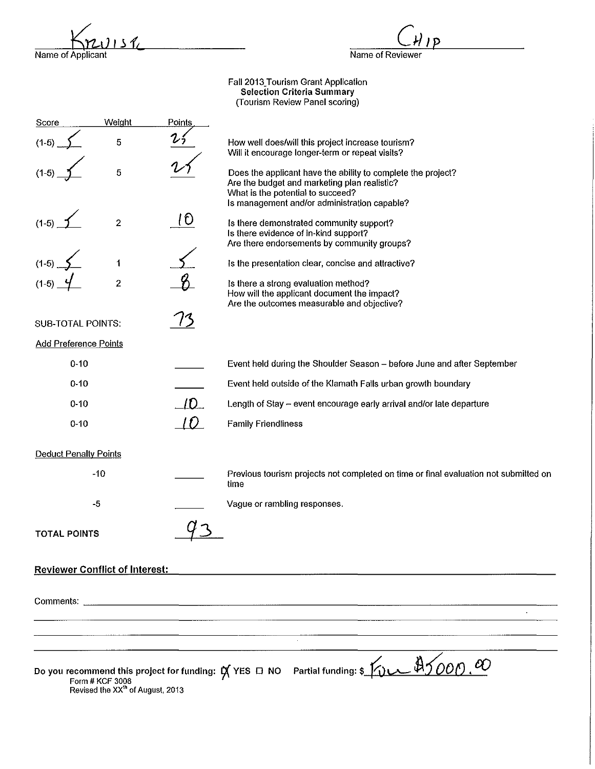Kruise — Name of Applicant

Chip — Name of Reviewer

Fall 2013 Tourism Grant Application
**Selection Criteria Summary**
(Tourism Review Panel scoring)

| Score | Weight | Points | |
|---|---|---|---|
| (1-5) 5 | 5 | 25 | How well does/will this project increase tourism? Will it encourage longer-term or repeat visits? |
| (1-5) 5 | 5 | 25 | Does the applicant have the ability to complete the project? Are the budget and marketing plan realistic? What is the potential to succeed? Is management and/or administration capable? |
| (1-5) 5 | 2 | 10 | Is there demonstrated community support? Is there evidence of in-kind support? Are there endorsements by community groups? |
| (1-5) 5 | 1 | 5 | Is the presentation clear, concise and attractive? |
| (1-5) 4 | 2 | 8 | Is there a strong evaluation method? How will the applicant document the impact? Are the outcomes measurable and objective? |

SUB-TOTAL POINTS: 73

**Add Preference Points**

| Range | Points | |
|---|---|---|
| 0-10 | | Event held during the Shoulder Season – before June and after September |
| 0-10 | | Event held outside of the Klamath Falls urban growth boundary |
| 0-10 | 10 | Length of Stay – event encourage early arrival and/or late departure |
| 0-10 | 10 | Family Friendliness |

**Deduct Penalty Points**

| Range | Points | |
|---|---|---|
| -10 | | Previous tourism projects not completed on time or final evaluation not submitted on time |
| -5 | | Vague or rambling responses. |

TOTAL POINTS 93

**Reviewer Conflict of Interest:**

Comments:

Do you recommend this project for funding: ☒ YES ☐ NO  Partial funding: $ Full $5000.00

Form # KCF 3008
Revised the XX[th] of August, 2013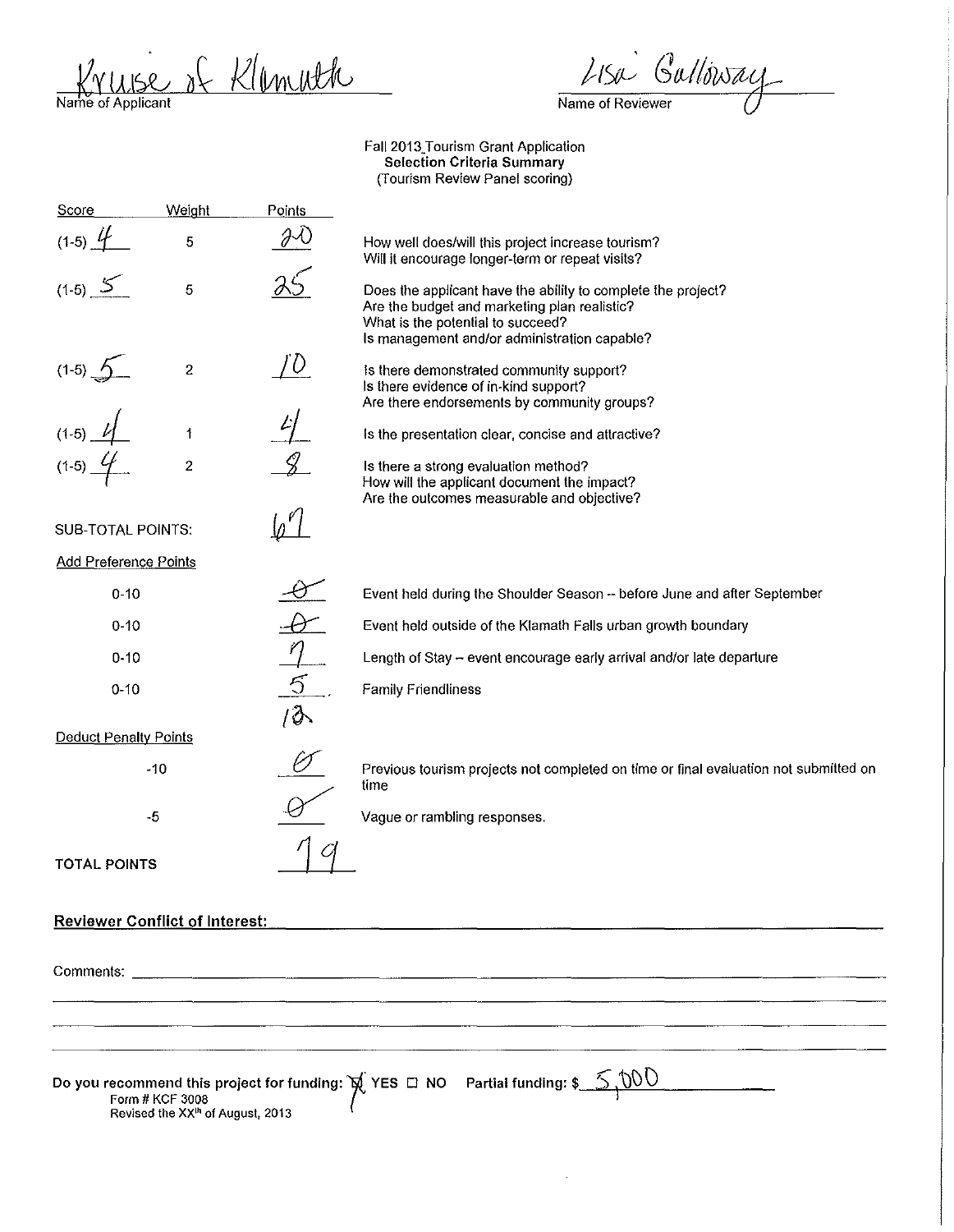Kruise of Klamath
Name of Applicant

Lisa Galloway
Name of Reviewer

Fall 2013 Tourism Grant Application
**Selection Criteria Summary**
(Tourism Review Panel scoring)

| Score | Weight | Points | |
|---|---|---|---|
| (1-5) 4 | 5 | 20 | How well does/will this project increase tourism? Will it encourage longer-term or repeat visits? |
| (1-5) 5 | 5 | 25 | Does the applicant have the ability to complete the project? Are the budget and marketing plan realistic? What is the potential to succeed? Is management and/or administration capable? |
| (1-5) 5 | 2 | 10 | Is there demonstrated community support? Is there evidence of in-kind support? Are there endorsements by community groups? |
| (1-5) 4 | 1 | 4 | Is the presentation clear, concise and attractive? |
| (1-5) 4 | 2 | 8 | Is there a strong evaluation method? How will the applicant document the impact? Are the outcomes measurable and objective? |
| SUB-TOTAL POINTS: | | 67 | |

<u>Add Preference Points</u>

| | Points | |
|---|---|---|
| 0-10 | 0 | Event held during the Shoulder Season -- before June and after September |
| 0-10 | 0 | Event held outside of the Klamath Falls urban growth boundary |
| 0-10 | 7 | Length of Stay -- event encourage early arrival and/or late departure |
| 0-10 | 5 | Family Friendliness |
| | 12 | |

<u>Deduct Penalty Points</u>

| | Points | |
|---|---|---|
| -10 | 0 | Previous tourism projects not completed on time or final evaluation not submitted on time |
| -5 | 0 | Vague or rambling responses. |

**TOTAL POINTS** 79

**Reviewer Conflict of Interest:**

Comments:

**Do you recommend this project for funding:** ☒ YES ☐ NO **Partial funding: $** 5,000

Form # KCF 3008
Revised the XX[th] of August, 2013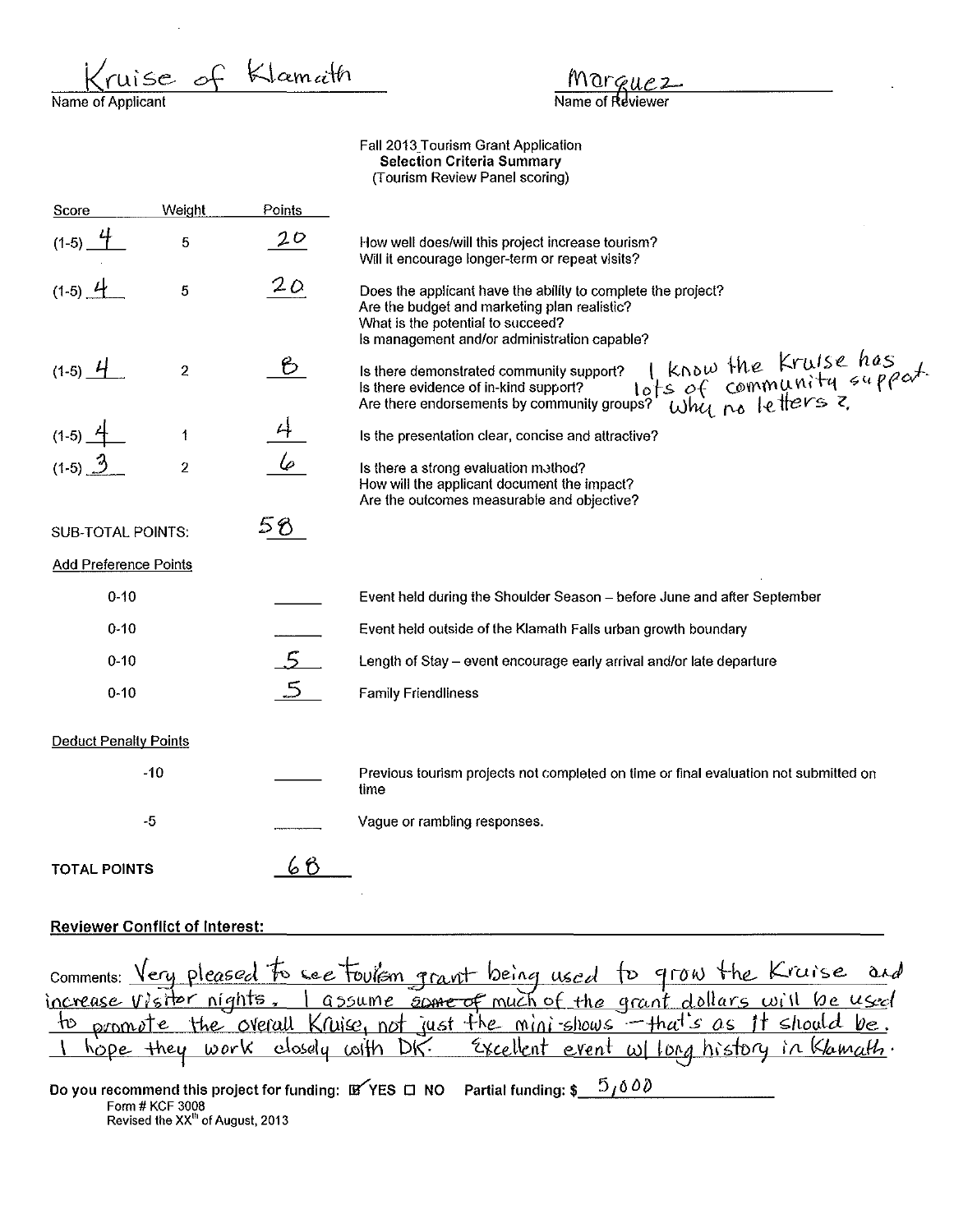Kruise of Klamath
Name of Applicant

Marquez
Name of Reviewer

Fall 2013 Tourism Grant Application
**Selection Criteria Summary**
(Tourism Review Panel scoring)

| Score | Weight | Points | |
|---|---|---|---|
| (1-5) 4 | 5 | 20 | How well does/will this project increase tourism? Will it encourage longer-term or repeat visits? |
| (1-5) 4 | 5 | 20 | Does the applicant have the ability to complete the project? Are the budget and marketing plan realistic? What is the potential to succeed? Is management and/or administration capable? |
| (1-5) 4 | 2 | 8 | Is there demonstrated community support? Is there evidence of in-kind support? Are there endorsements by community groups? I know the Kruise has lots of community support. Why no letters? |
| (1-5) 4 | 1 | 4 | Is the presentation clear, concise and attractive? |
| (1-5) 3 | 2 | 6 | Is there a strong evaluation method? How will the applicant document the impact? Are the outcomes measurable and objective? |
| SUB-TOTAL POINTS: | | 58 | |

**Add Preference Points**

| | Points | |
|---|---|---|
| 0-10 | | Event held during the Shoulder Season – before June and after September |
| 0-10 | | Event held outside of the Klamath Falls urban growth boundary |
| 0-10 | 5 | Length of Stay – event encourage early arrival and/or late departure |
| 0-10 | 5 | Family Friendliness |

**Deduct Penalty Points**

| | Points | |
|---|---|---|
| -10 | | Previous tourism projects not completed on time or final evaluation not submitted on time |
| -5 | | Vague or rambling responses. |

**TOTAL POINTS** 68

**Reviewer Conflict of Interest:**

Comments: Very pleased to see Tourism grant being used to grow the Kruise and increase visitor nights. I assume ~~some of~~ much of the grant dollars will be used to promote the overall Kruise, not just the mini-shows – that's as it should be. I hope they work closely with DK. Excellent event w/ long history in Klamath.

**Do you recommend this project for funding:** ☑ YES ☐ NO **Partial funding: $** 5,000

Form # KCF 3008
Revised the XX[th] of August, 2013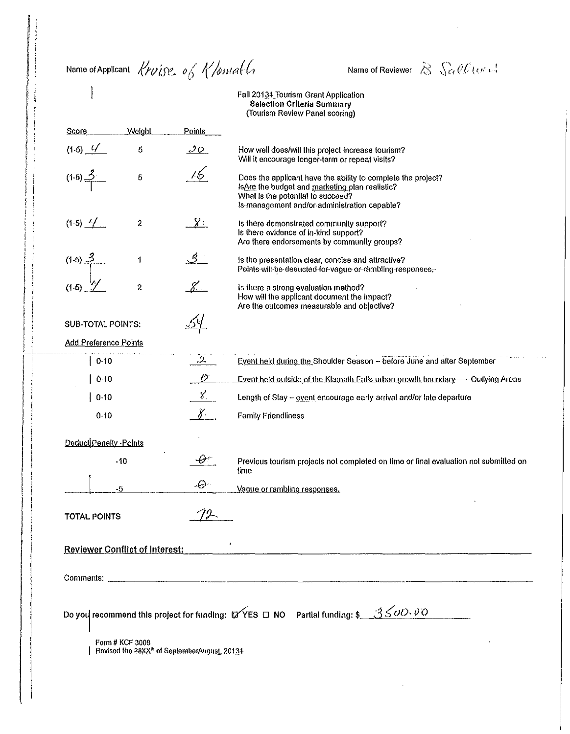Name of Applicant *Kruise of Klamath* Name of Reviewer *B Sullivan*

**Fall 2013~~1~~ Tourism Grant Application**
**Selection Criteria Summary**
(Tourism Review Panel scoring)

| Score | Weight | Points | |
|---|---|---|---|
| (1-5) *4* | 5 | *20* | How well does/will this project increase tourism? Will it encourage longer-term or repeat visits? |
| (1-5) *3* | 5 | *15* | Does the applicant have the ability to complete the project? ~~Is~~Are the budget and marketing plan realistic? What is the potential to succeed? ~~Is~~ management and/or administration capable? |
| (1-5) *4* | 2 | *8* | Is there demonstrated community support? Is there evidence of in-kind support? Are there endorsements by community groups? |
| (1-5) *3* | 1 | *3* | Is the presentation clear, concise and attractive? ~~Points will be deducted for vague or rambling responses.~~ |
| (1-5) *4* | 2 | *8* | Is there a strong evaluation method? How will the applicant document the impact? Are the outcomes measurable and objective? |

SUB-TOTAL POINTS: *54*

**Add Preference Points**

| | Points | |
|---|---|---|
| 0-10 | *2* | Event held during the Shoulder Season – before June and after September |
| 0-10 | *0* | Event held outside of the Klamath Falls urban growth boundary – Outlying Areas |
| 0-10 | *8* | Length of Stay – event encourage early arrival and/or late departure |
| 0-10 | *8* | Family Friendliness |

**Deduct Penalty Points**

| | Points | |
|---|---|---|
| -10 | *-0-* | Previous tourism projects not completed on time or final evaluation not submitted on time |
| -5 | *-0-* | Vague or rambling responses. |

**TOTAL POINTS** *72*

**Reviewer Conflict of Interest:** ______________________

Comments: ______________________

Do you recommend this project for funding: ☑ YES ☐ NO Partial funding: $ *3500.00*

Form # KCF 3008
Revised the ~~28~~XX[th] of ~~September~~August, 2013~~1~~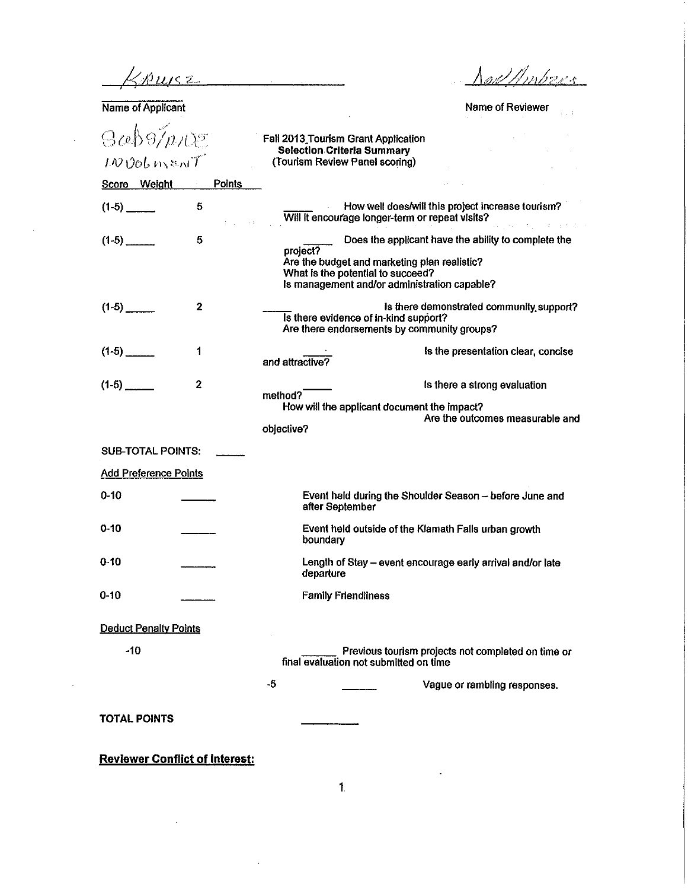Krusz

Name of Applicant

Sabb/ane
involvment

Nan Hunberes

Name of Reviewer

Fall 2013 Tourism Grant Application
**Selection Criteria Summary**
(Tourism Review Panel scoring)

| Score | Weight | Points | |
|---|---|---|---|
| (1-5) _____ | 5 | _____ | How well does/will this project increase tourism? Will it encourage longer-term or repeat visits? |
| (1-5) _____ | 5 | _____ | Does the applicant have the ability to complete the project? Are the budget and marketing plan realistic? What is the potential to succeed? Is management and/or administration capable? |
| (1-5) _____ | 2 | _____ | Is there demonstrated community support? Is there evidence of in-kind support? Are there endorsements by community groups? |
| (1-5) _____ | 1 | _____ | Is the presentation clear, concise and attractive? |
| (1-5) _____ | 2 | _____ | Is there a strong evaluation method? How will the applicant document the impact? Are the outcomes measurable and objective? |

SUB-TOTAL POINTS: _____

Add Preference Points

| | | |
|---|---|---|
| 0-10 | _____ | Event held during the Shoulder Season – before June and after September |
| 0-10 | _____ | Event held outside of the Klamath Falls urban growth boundary |
| 0-10 | _____ | Length of Stay – event encourage early arrival and/or late departure |
| 0-10 | _____ | Family Friendliness |

Deduct Penalty Points

| | | |
|---|---|---|
| -10 | _____ | Previous tourism projects not completed on time or final evaluation not submitted on time |
| -5 | _____ | Vague or rambling responses. |

**TOTAL POINTS** _____

**Reviewer Conflict of Interest:**